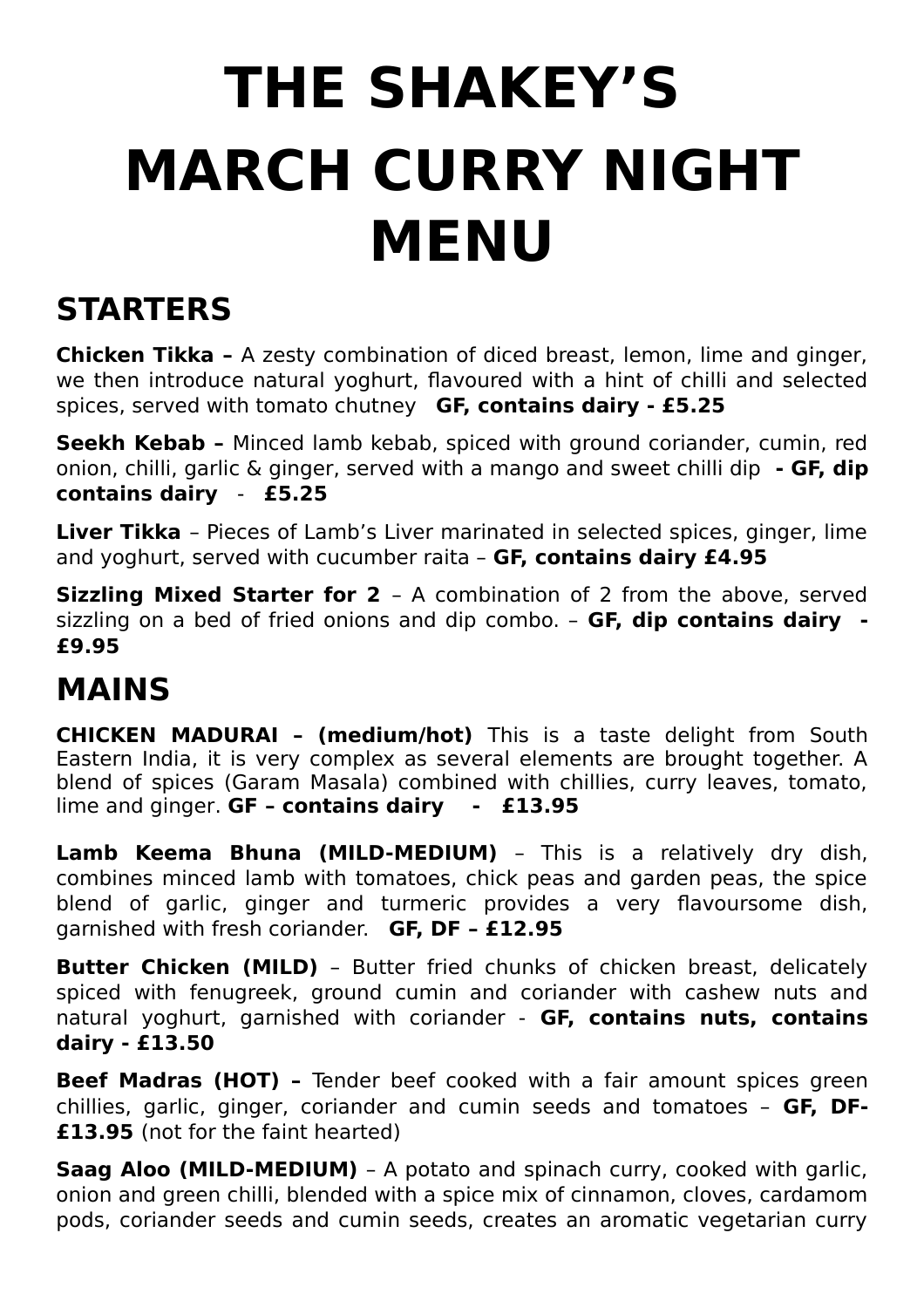# THE SHAKEY'S MARCH CURRY NIGHT MENU

## STARTERS

**Chicken Tikka –** A zesty combination of diced breast, lemon, lime and ginger, we then introduce natural yoghurt, flavoured with a hint of chilli and selected spices, served with tomato chutney **GF, contains dairy - £5.25**

**Seekh Kebab –** Minced lamb kebab, spiced with ground coriander, cumin, red onion, chilli, garlic & ginger, served with a mango and sweet chilli dip **- GF, dip contains dairy** - **£5.25**

**Liver Tikka** – Pieces of Lamb's Liver marinated in selected spices, ginger, lime and yoghurt, served with cucumber raita – **GF, contains dairy £4.95**

**Sizzling Mixed Starter for 2** – A combination of 2 from the above, served sizzling on a bed of fried onions and dip combo. – **GF, dip contains dairy - £9.95**

## MAINS

**CHICKEN MADURAI – (medium/hot)** This is a taste delight from South Eastern India, it is very complex as several elements are brought together. A blend of spices (Garam Masala) combined with chillies, curry leaves, tomato, lime and ginger. **GF – contains dairy - £13.95**

**Lamb Keema Bhuna (MILD-MEDIUM)** – This is a relatively dry dish, combines minced lamb with tomatoes, chick peas and garden peas, the spice blend of garlic, ginger and turmeric provides a very flavoursome dish, garnished with fresh coriander. **GF, DF – £12.95**

**Butter Chicken (MILD)** – Butter fried chunks of chicken breast, delicately spiced with fenugreek, ground cumin and coriander with cashew nuts and natural yoghurt, garnished with coriander - **GF, contains nuts, contains dairy - £13.50**

**Beef Madras (HOT) –** Tender beef cooked with a fair amount spices green chillies, garlic, ginger, coriander and cumin seeds and tomatoes – **GF, DF- £13.95** (not for the faint hearted)

**Saag Aloo (MILD-MEDIUM)** – A potato and spinach curry, cooked with garlic, onion and green chilli, blended with a spice mix of cinnamon, cloves, cardamom pods, coriander seeds and cumin seeds, creates an aromatic vegetarian curry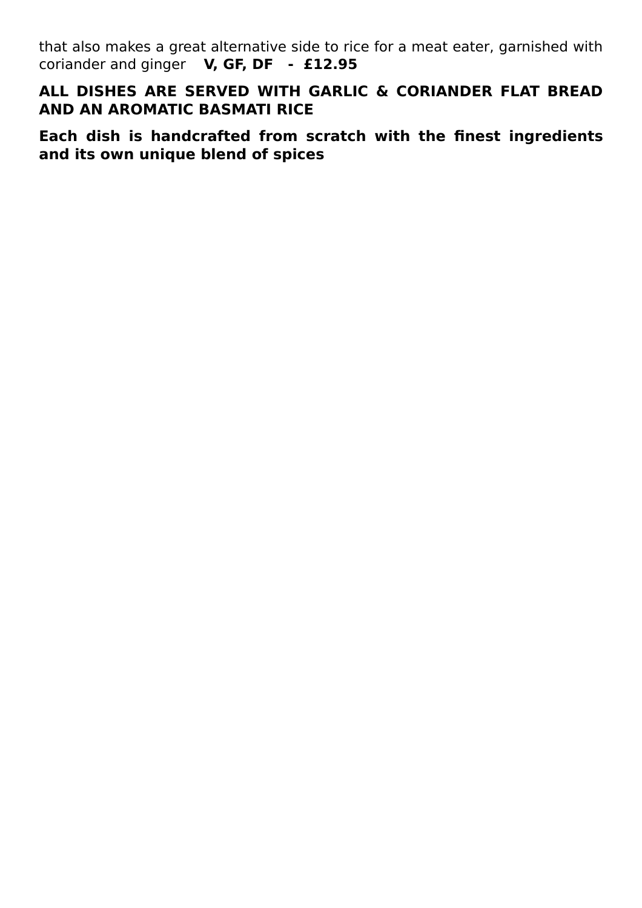that also makes a great alternative side to rice for a meat eater, garnished with coriander and ginger **V, GF, DF - £12.95**

**ALL DISHES ARE SERVED WITH GARLIC & CORIANDER FLAT BREAD AND AN AROMATIC BASMATI RICE**

**Each dish is handcrafted from scratch with the finest ingredients and its own unique blend of spices**